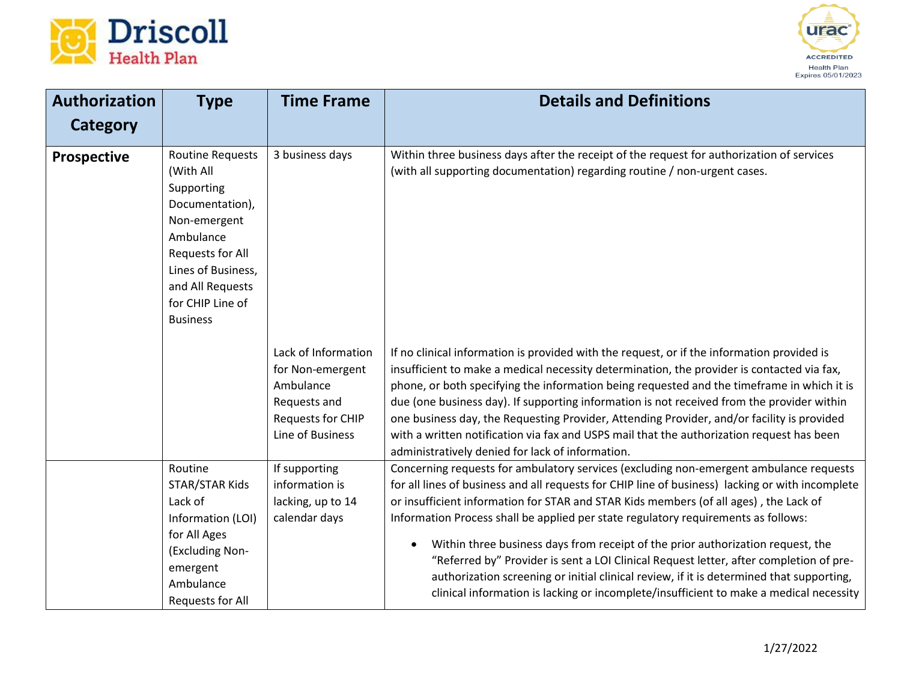Driscoll Health Plan

URAC ACCREDITED Health Plan Expires 05/01/2023

| Authorization Category | Type | Time Frame | Details and Definitions |
|---|---|---|---|
| **Prospective** | Routine Requests (With All Supporting Documentation), Non-emergent Ambulance Requests for All Lines of Business, and All Requests for CHIP Line of Business | 3 business days | Within three business days after the receipt of the request for authorization of services (with all supporting documentation) regarding routine / non-urgent cases. |
| | | Lack of Information for Non-emergent Ambulance Requests and Requests for CHIP Line of Business | If no clinical information is provided with the request, or if the information provided is insufficient to make a medical necessity determination, the provider is contacted via fax, phone, or both specifying the information being requested and the timeframe in which it is due (one business day). If supporting information is not received from the provider within one business day, the Requesting Provider, Attending Provider, and/or facility is provided with a written notification via fax and USPS mail that the authorization request has been administratively denied for lack of information. |
| | Routine STAR/STAR Kids Lack of Information (LOI) for All Ages (Excluding Non-emergent Ambulance Requests for All | If supporting information is lacking, up to 14 calendar days | Concerning requests for ambulatory services (excluding non-emergent ambulance requests for all lines of business and all requests for CHIP line of business) lacking or with incomplete or insufficient information for STAR and STAR Kids members (of all ages) , the Lack of Information Process shall be applied per state regulatory requirements as follows:<br>• Within three business days from receipt of the prior authorization request, the "Referred by" Provider is sent a LOI Clinical Request letter, after completion of pre-authorization screening or initial clinical review, if it is determined that supporting, clinical information is lacking or incomplete/insufficient to make a medical necessity |

1/27/2022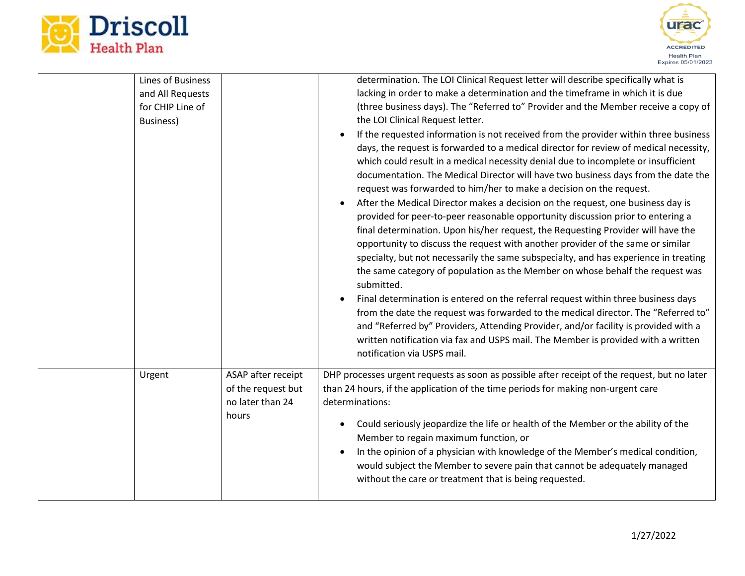| | | | |
|---|---|---|---|
| | Lines of Business and All Requests for CHIP Line of Business) | | determination. The LOI Clinical Request letter will describe specifically what is lacking in order to make a determination and the timeframe in which it is due (three business days). The "Referred to" Provider and the Member receive a copy of the LOI Clinical Request letter.<br>• If the requested information is not received from the provider within three business days, the request is forwarded to a medical director for review of medical necessity, which could result in a medical necessity denial due to incomplete or insufficient documentation. The Medical Director will have two business days from the date the request was forwarded to him/her to make a decision on the request.<br>• After the Medical Director makes a decision on the request, one business day is provided for peer-to-peer reasonable opportunity discussion prior to entering a final determination. Upon his/her request, the Requesting Provider will have the opportunity to discuss the request with another provider of the same or similar specialty, but not necessarily the same subspecialty, and has experience in treating the same category of population as the Member on whose behalf the request was submitted.<br>• Final determination is entered on the referral request within three business days from the date the request was forwarded to the medical director. The "Referred to" and "Referred by" Providers, Attending Provider, and/or facility is provided with a written notification via fax and USPS mail. The Member is provided with a written notification via USPS mail. |
| | Urgent | ASAP after receipt of the request but no later than 24 hours | DHP processes urgent requests as soon as possible after receipt of the request, but no later than 24 hours, if the application of the time periods for making non-urgent care determinations:<br>• Could seriously jeopardize the life or health of the Member or the ability of the Member to regain maximum function, or<br>• In the opinion of a physician with knowledge of the Member's medical condition, would subject the Member to severe pain that cannot be adequately managed without the care or treatment that is being requested. |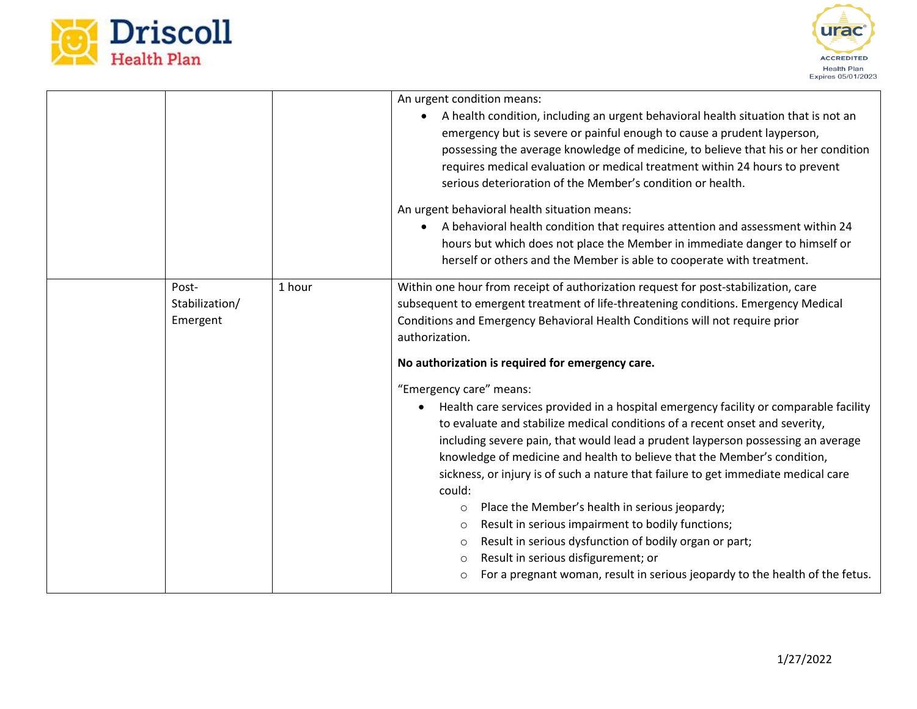| | | | |
|---|---|---|---|
| | | | An urgent condition means:<br>• A health condition, including an urgent behavioral health situation that is not an emergency but is severe or painful enough to cause a prudent layperson, possessing the average knowledge of medicine, to believe that his or her condition requires medical evaluation or medical treatment within 24 hours to prevent serious deterioration of the Member's condition or health.<br><br>An urgent behavioral health situation means:<br>• A behavioral health condition that requires attention and assessment within 24 hours but which does not place the Member in immediate danger to himself or herself or others and the Member is able to cooperate with treatment. |
| | Post-Stabilization/ Emergent | 1 hour | Within one hour from receipt of authorization request for post-stabilization, care subsequent to emergent treatment of life-threatening conditions. Emergency Medical Conditions and Emergency Behavioral Health Conditions will not require prior authorization.<br><br>**No authorization is required for emergency care.**<br><br>"Emergency care" means:<br>• Health care services provided in a hospital emergency facility or comparable facility to evaluate and stabilize medical conditions of a recent onset and severity, including severe pain, that would lead a prudent layperson possessing an average knowledge of medicine and health to believe that the Member's condition, sickness, or injury is of such a nature that failure to get immediate medical care could:<br>&nbsp;&nbsp;&nbsp;&nbsp;○ Place the Member's health in serious jeopardy;<br>&nbsp;&nbsp;&nbsp;&nbsp;○ Result in serious impairment to bodily functions;<br>&nbsp;&nbsp;&nbsp;&nbsp;○ Result in serious dysfunction of bodily organ or part;<br>&nbsp;&nbsp;&nbsp;&nbsp;○ Result in serious disfigurement; or<br>&nbsp;&nbsp;&nbsp;&nbsp;○ For a pregnant woman, result in serious jeopardy to the health of the fetus. |

1/27/2022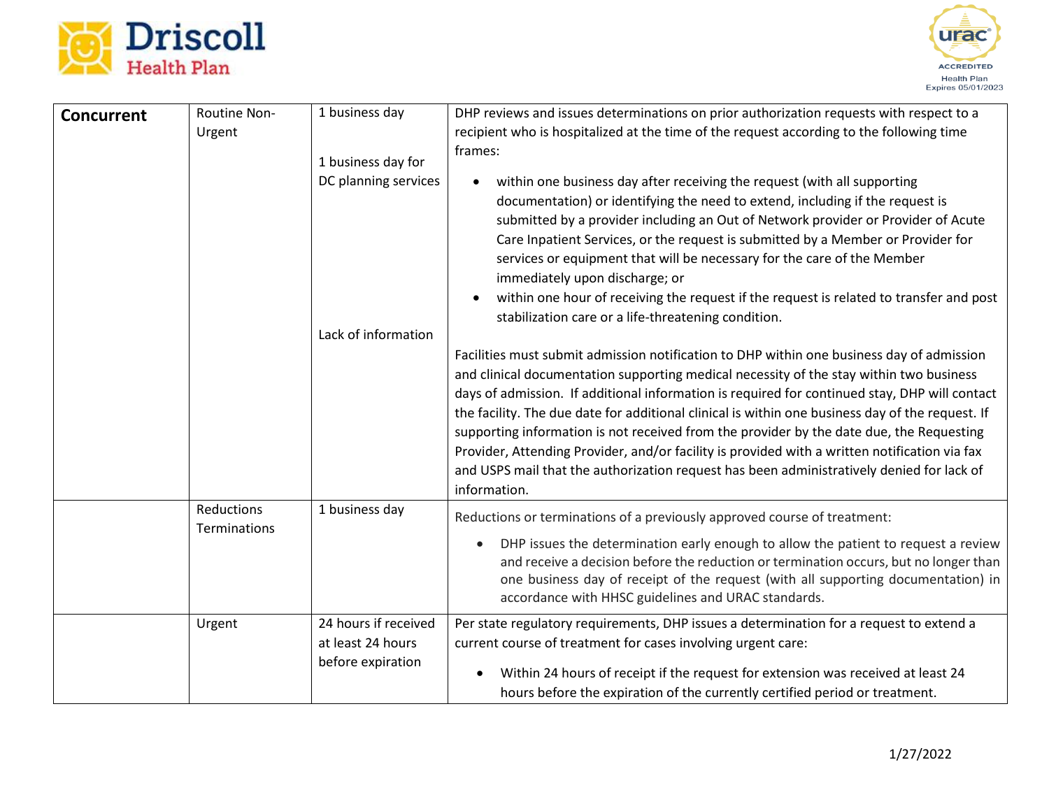| | | | |
|---|---|---|---|
| **Concurrent** | Routine Non-Urgent | 1 business day<br><br>1 business day for DC planning services<br><br>Lack of information | DHP reviews and issues determinations on prior authorization requests with respect to a recipient who is hospitalized at the time of the request according to the following time frames:<br>• within one business day after receiving the request (with all supporting documentation) or identifying the need to extend, including if the request is submitted by a provider including an Out of Network provider or Provider of Acute Care Inpatient Services, or the request is submitted by a Member or Provider for services or equipment that will be necessary for the care of the Member immediately upon discharge; or<br>• within one hour of receiving the request if the request is related to transfer and post stabilization care or a life-threatening condition.<br><br>Facilities must submit admission notification to DHP within one business day of admission and clinical documentation supporting medical necessity of the stay within two business days of admission. If additional information is required for continued stay, DHP will contact the facility. The due date for additional clinical is within one business day of the request. If supporting information is not received from the provider by the date due, the Requesting Provider, Attending Provider, and/or facility is provided with a written notification via fax and USPS mail that the authorization request has been administratively denied for lack of information. |
| | Reductions Terminations | 1 business day | Reductions or terminations of a previously approved course of treatment:<br>• DHP issues the determination early enough to allow the patient to request a review and receive a decision before the reduction or termination occurs, but no longer than one business day of receipt of the request (with all supporting documentation) in accordance with HHSC guidelines and URAC standards. |
| | Urgent | 24 hours if received at least 24 hours before expiration | Per state regulatory requirements, DHP issues a determination for a request to extend a current course of treatment for cases involving urgent care:<br>• Within 24 hours of receipt if the request for extension was received at least 24 hours before the expiration of the currently certified period or treatment. |

1/27/2022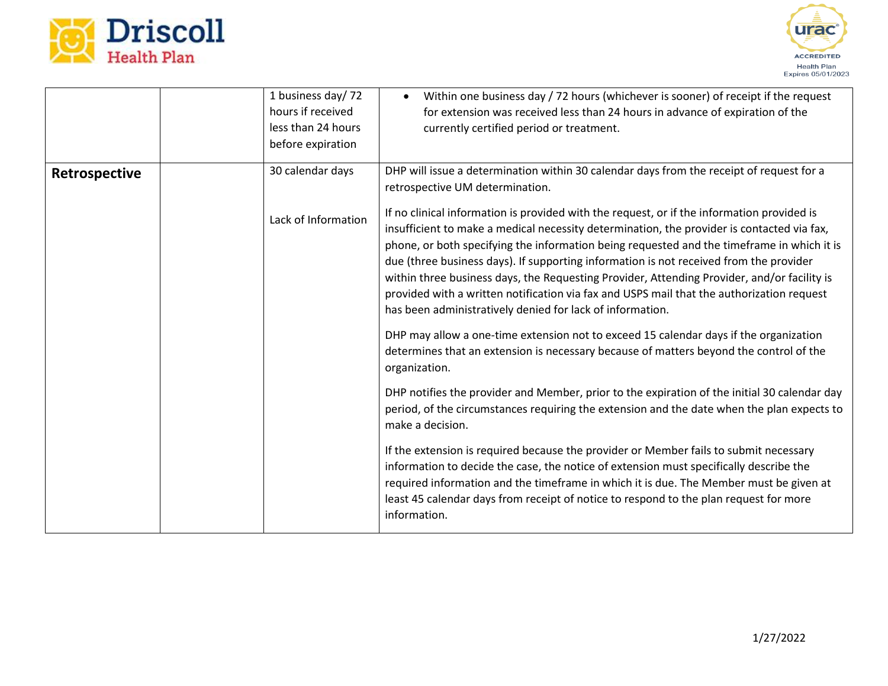| | | | |
|---|---|---|---|
| | | 1 business day/ 72 hours if received less than 24 hours before expiration | • Within one business day / 72 hours (whichever is sooner) of receipt if the request for extension was received less than 24 hours in advance of expiration of the currently certified period or treatment. |
| **Retrospective** | | 30 calendar days | DHP will issue a determination within 30 calendar days from the receipt of request for a retrospective UM determination. |
| | | Lack of Information | If no clinical information is provided with the request, or if the information provided is insufficient to make a medical necessity determination, the provider is contacted via fax, phone, or both specifying the information being requested and the timeframe in which it is due (three business days). If supporting information is not received from the provider within three business days, the Requesting Provider, Attending Provider, and/or facility is provided with a written notification via fax and USPS mail that the authorization request has been administratively denied for lack of information.<br><br>DHP may allow a one-time extension not to exceed 15 calendar days if the organization determines that an extension is necessary because of matters beyond the control of the organization.<br><br>DHP notifies the provider and Member, prior to the expiration of the initial 30 calendar day period, of the circumstances requiring the extension and the date when the plan expects to make a decision.<br><br>If the extension is required because the provider or Member fails to submit necessary information to decide the case, the notice of extension must specifically describe the required information and the timeframe in which it is due. The Member must be given at least 45 calendar days from receipt of notice to respond to the plan request for more information. |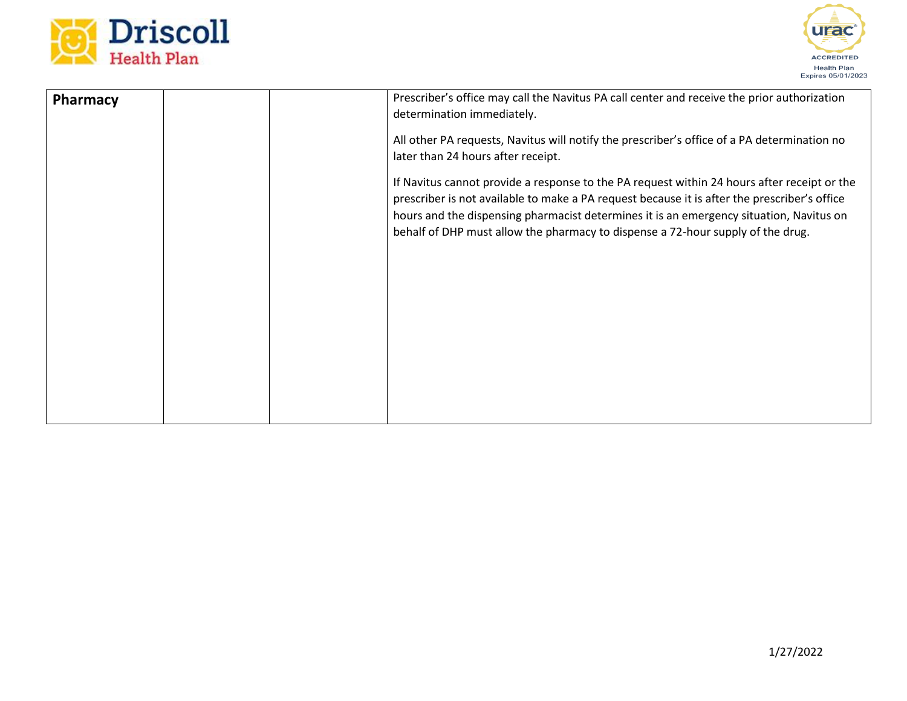| | | | |
|---|---|---|---|
| **Pharmacy** | | | Prescriber's office may call the Navitus PA call center and receive the prior authorization determination immediately.<br><br>All other PA requests, Navitus will notify the prescriber's office of a PA determination no later than 24 hours after receipt.<br><br>If Navitus cannot provide a response to the PA request within 24 hours after receipt or the prescriber is not available to make a PA request because it is after the prescriber's office hours and the dispensing pharmacist determines it is an emergency situation, Navitus on behalf of DHP must allow the pharmacy to dispense a 72-hour supply of the drug. |